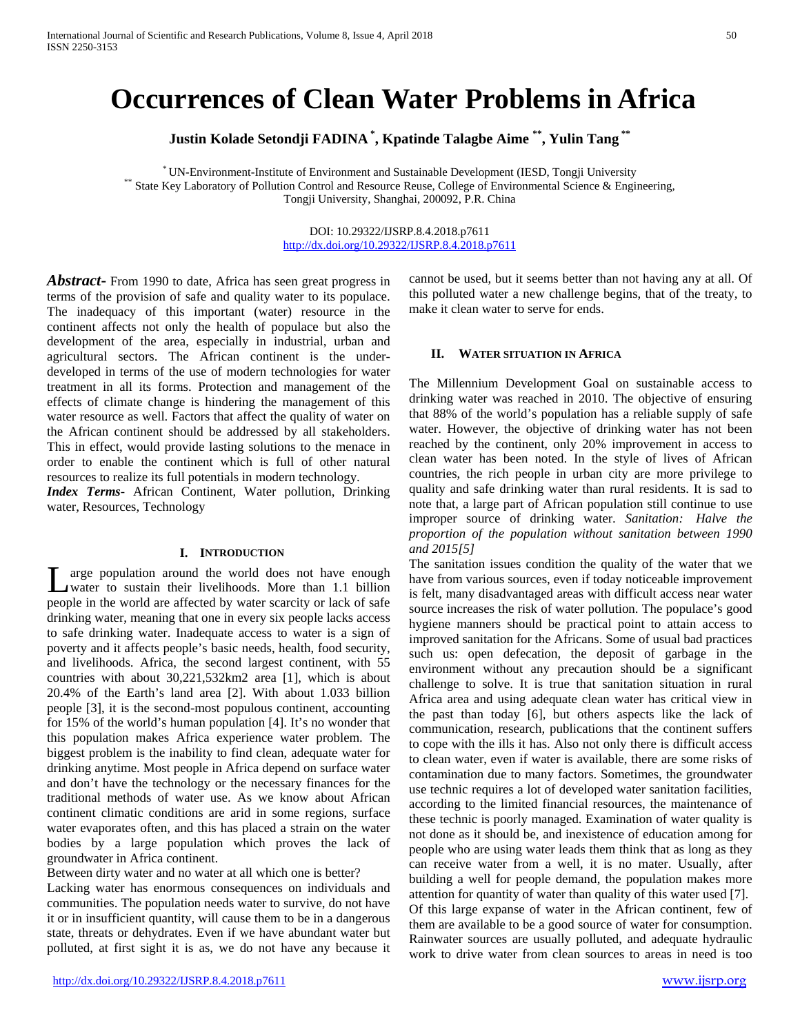# Occurrences of Clean Water Problems in Africa

**Justin Kolade Setondji FADINA [*], Kpatinde Talagbe Aime [**], Yulin Tang [**]**

[*] UN-Environment-Institute of Environment and Sustainable Development (IESD, Tongji University
[**] State Key Laboratory of Pollution Control and Resource Reuse, College of Environmental Science & Engineering, Tongji University, Shanghai, 200092, P.R. China

DOI: 10.29322/IJSRP.8.4.2018.p7611
http://dx.doi.org/10.29322/IJSRP.8.4.2018.p7611

***Abstract-*** From 1990 to date, Africa has seen great progress in terms of the provision of safe and quality water to its populace. The inadequacy of this important (water) resource in the continent affects not only the health of populace but also the development of the area, especially in industrial, urban and agricultural sectors. The African continent is the under-developed in terms of the use of modern technologies for water treatment in all its forms. Protection and management of the effects of climate change is hindering the management of this water resource as well. Factors that affect the quality of water on the African continent should be addressed by all stakeholders. This in effect, would provide lasting solutions to the menace in order to enable the continent which is full of other natural resources to realize its full potentials in modern technology.

***Index Terms***- African Continent, Water pollution, Drinking water, Resources, Technology

## I. Introduction

Large population around the world does not have enough water to sustain their livelihoods. More than 1.1 billion people in the world are affected by water scarcity or lack of safe drinking water, meaning that one in every six people lacks access to safe drinking water. Inadequate access to water is a sign of poverty and it affects people's basic needs, health, food security, and livelihoods. Africa, the second largest continent, with 55 countries with about 30,221,532km2 area [1], which is about 20.4% of the Earth's land area [2]. With about 1.033 billion people [3], it is the second-most populous continent, accounting for 15% of the world's human population [4]. It's no wonder that this population makes Africa experience water problem. The biggest problem is the inability to find clean, adequate water for drinking anytime. Most people in Africa depend on surface water and don't have the technology or the necessary finances for the traditional methods of water use. As we know about African continent climatic conditions are arid in some regions, surface water evaporates often, and this has placed a strain on the water bodies by a large population which proves the lack of groundwater in Africa continent.

Between dirty water and no water at all which one is better?

Lacking water has enormous consequences on individuals and communities. The population needs water to survive, do not have it or in insufficient quantity, will cause them to be in a dangerous state, threats or dehydrates. Even if we have abundant water but polluted, at first sight it is as, we do not have any because it cannot be used, but it seems better than not having any at all. Of this polluted water a new challenge begins, that of the treaty, to make it clean water to serve for ends.

## II. Water situation in Africa

The Millennium Development Goal on sustainable access to drinking water was reached in 2010. The objective of ensuring that 88% of the world's population has a reliable supply of safe water. However, the objective of drinking water has not been reached by the continent, only 20% improvement in access to clean water has been noted. In the style of lives of African countries, the rich people in urban city are more privilege to quality and safe drinking water than rural residents. It is sad to note that, a large part of African population still continue to use improper source of drinking water. *Sanitation: Halve the proportion of the population without sanitation between 1990 and 2015[5]*

The sanitation issues condition the quality of the water that we have from various sources, even if today noticeable improvement is felt, many disadvantaged areas with difficult access near water source increases the risk of water pollution. The populace's good hygiene manners should be practical point to attain access to improved sanitation for the Africans. Some of usual bad practices such us: open defecation, the deposit of garbage in the environment without any precaution should be a significant challenge to solve. It is true that sanitation situation in rural Africa area and using adequate clean water has critical view in the past than today [6], but others aspects like the lack of communication, research, publications that the continent suffers to cope with the ills it has. Also not only there is difficult access to clean water, even if water is available, there are some risks of contamination due to many factors. Sometimes, the groundwater use technic requires a lot of developed water sanitation facilities, according to the limited financial resources, the maintenance of these technic is poorly managed. Examination of water quality is not done as it should be, and inexistence of education among for people who are using water leads them think that as long as they can receive water from a well, it is no mater. Usually, after building a well for people demand, the population makes more attention for quantity of water than quality of this water used [7].

Of this large expanse of water in the African continent, few of them are available to be a good source of water for consumption. Rainwater sources are usually polluted, and adequate hydraulic work to drive water from clean sources to areas in need is too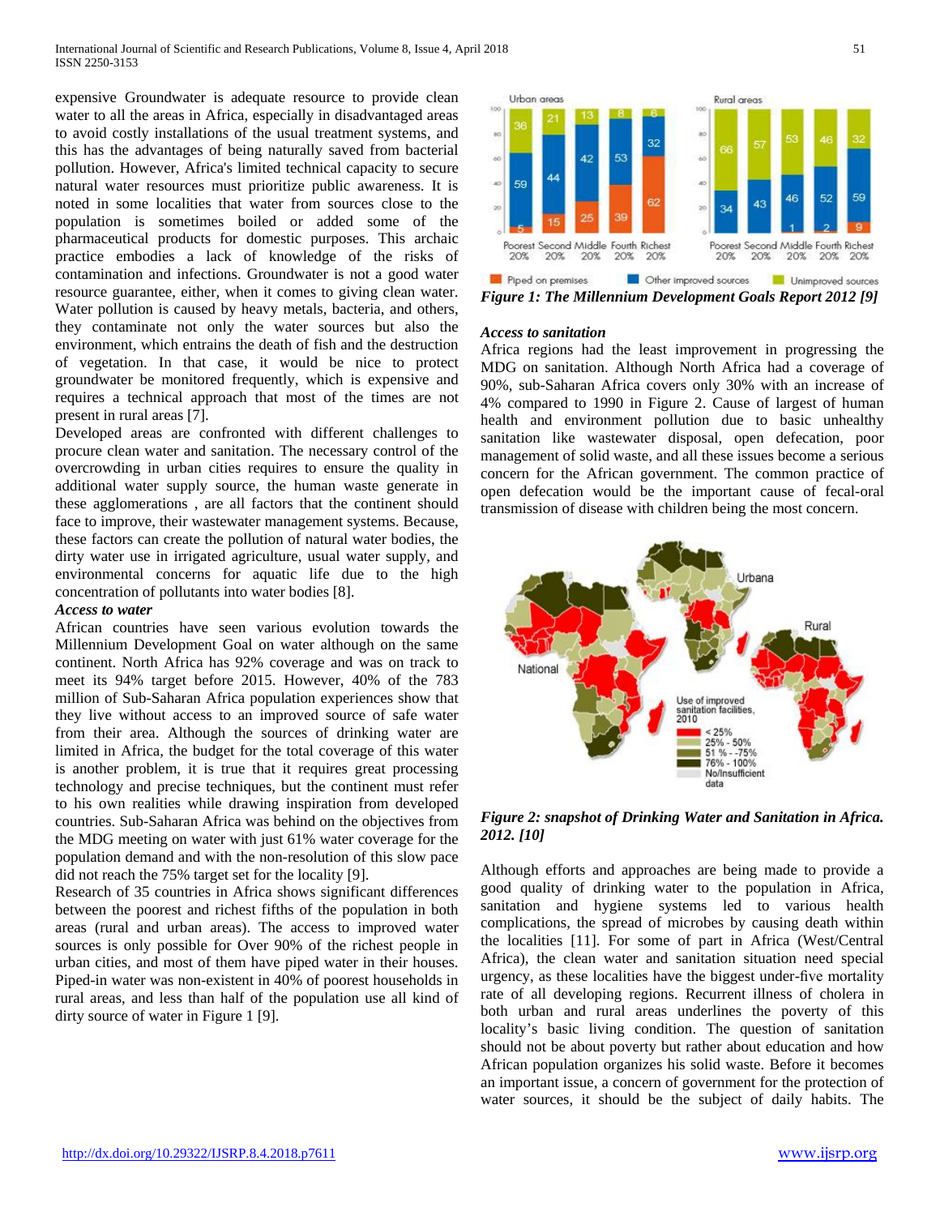expensive Groundwater is adequate resource to provide clean water to all the areas in Africa, especially in disadvantaged areas to avoid costly installations of the usual treatment systems, and this has the advantages of being naturally saved from bacterial pollution. However, Africa's limited technical capacity to secure natural water resources must prioritize public awareness. It is noted in some localities that water from sources close to the population is sometimes boiled or added some of the pharmaceutical products for domestic purposes. This archaic practice embodies a lack of knowledge of the risks of contamination and infections. Groundwater is not a good water resource guarantee, either, when it comes to giving clean water. Water pollution is caused by heavy metals, bacteria, and others, they contaminate not only the water sources but also the environment, which entrains the death of fish and the destruction of vegetation. In that case, it would be nice to protect groundwater be monitored frequently, which is expensive and requires a technical approach that most of the times are not present in rural areas [7].

Developed areas are confronted with different challenges to procure clean water and sanitation. The necessary control of the overcrowding in urban cities requires to ensure the quality in additional water supply source, the human waste generate in these agglomerations , are all factors that the continent should face to improve, their wastewater management systems. Because, these factors can create the pollution of natural water bodies, the dirty water use in irrigated agriculture, usual water supply, and environmental concerns for aquatic life due to the high concentration of pollutants into water bodies [8].

***Access to water***

African countries have seen various evolution towards the Millennium Development Goal on water although on the same continent. North Africa has 92% coverage and was on track to meet its 94% target before 2015. However, 40% of the 783 million of Sub-Saharan Africa population experiences show that they live without access to an improved source of safe water from their area. Although the sources of drinking water are limited in Africa, the budget for the total coverage of this water is another problem, it is true that it requires great processing technology and precise techniques, but the continent must refer to his own realities while drawing inspiration from developed countries. Sub-Saharan Africa was behind on the objectives from the MDG meeting on water with just 61% water coverage for the population demand and with the non-resolution of this slow pace did not reach the 75% target set for the locality [9].

Research of 35 countries in Africa shows significant differences between the poorest and richest fifths of the population in both areas (rural and urban areas). The access to improved water sources is only possible for Over 90% of the richest people in urban cities, and most of them have piped water in their houses. Piped-in water was non-existent in 40% of poorest households in rural areas, and less than half of the population use all kind of dirty source of water in Figure 1 [9].

***Figure 1: The Millennium Development Goals Report 2012 [9]***

***Access to sanitation***

Africa regions had the least improvement in progressing the MDG on sanitation. Although North Africa had a coverage of 90%, sub-Saharan Africa covers only 30% with an increase of 4% compared to 1990 in Figure 2. Cause of largest of human health and environment pollution due to basic unhealthy sanitation like wastewater disposal, open defecation, poor management of solid waste, and all these issues become a serious concern for the African government. The common practice of open defecation would be the important cause of fecal-oral transmission of disease with children being the most concern.

***Figure 2: snapshot of Drinking Water and Sanitation in Africa. 2012. [10]***

Although efforts and approaches are being made to provide a good quality of drinking water to the population in Africa, sanitation and hygiene systems led to various health complications, the spread of microbes by causing death within the localities [11]. For some of part in Africa (West/Central Africa), the clean water and sanitation situation need special urgency, as these localities have the biggest under-five mortality rate of all developing regions. Recurrent illness of cholera in both urban and rural areas underlines the poverty of this locality's basic living condition. The question of sanitation should not be about poverty but rather about education and how African population organizes his solid waste. Before it becomes an important issue, a concern of government for the protection of water sources, it should be the subject of daily habits. The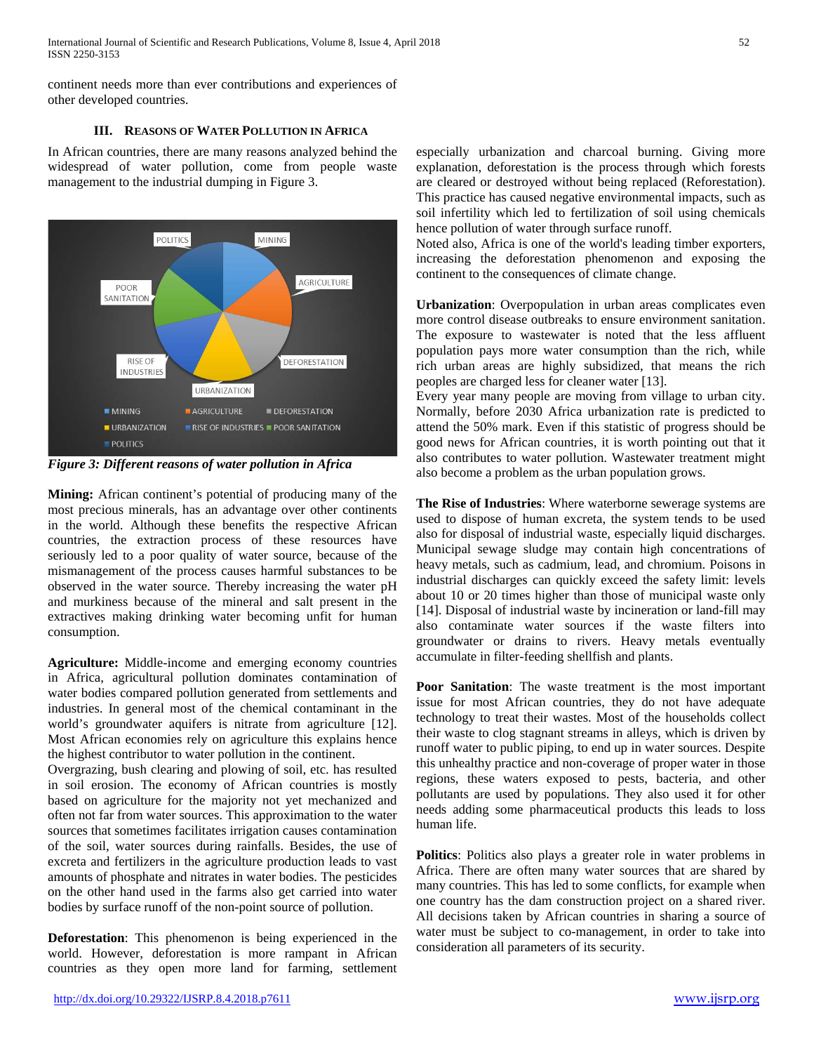continent needs more than ever contributions and experiences of other developed countries.

## III. Reasons of Water Pollution in Africa

In African countries, there are many reasons analyzed behind the widespread of water pollution, come from people waste management to the industrial dumping in Figure 3.

*Figure 3: Different reasons of water pollution in Africa*

**Mining:** African continent's potential of producing many of the most precious minerals, has an advantage over other continents in the world. Although these benefits the respective African countries, the extraction process of these resources have seriously led to a poor quality of water source, because of the mismanagement of the process causes harmful substances to be observed in the water source. Thereby increasing the water pH and murkiness because of the mineral and salt present in the extractives making drinking water becoming unfit for human consumption.

**Agriculture:** Middle-income and emerging economy countries in Africa, agricultural pollution dominates contamination of water bodies compared pollution generated from settlements and industries. In general most of the chemical contaminant in the world's groundwater aquifers is nitrate from agriculture [12]. Most African economies rely on agriculture this explains hence the highest contributor to water pollution in the continent.
Overgrazing, bush clearing and plowing of soil, etc. has resulted in soil erosion. The economy of African countries is mostly based on agriculture for the majority not yet mechanized and often not far from water sources. This approximation to the water sources that sometimes facilitates irrigation causes contamination of the soil, water sources during rainfalls. Besides, the use of excreta and fertilizers in the agriculture production leads to vast amounts of phosphate and nitrates in water bodies. The pesticides on the other hand used in the farms also get carried into water bodies by surface runoff of the non-point source of pollution.

**Deforestation**: This phenomenon is being experienced in the world. However, deforestation is more rampant in African countries as they open more land for farming, settlement especially urbanization and charcoal burning. Giving more explanation, deforestation is the process through which forests are cleared or destroyed without being replaced (Reforestation). This practice has caused negative environmental impacts, such as soil infertility which led to fertilization of soil using chemicals hence pollution of water through surface runoff.
Noted also, Africa is one of the world's leading timber exporters, increasing the deforestation phenomenon and exposing the continent to the consequences of climate change.

**Urbanization**: Overpopulation in urban areas complicates even more control disease outbreaks to ensure environment sanitation. The exposure to wastewater is noted that the less affluent population pays more water consumption than the rich, while rich urban areas are highly subsidized, that means the rich peoples are charged less for cleaner water [13].
Every year many people are moving from village to urban city. Normally, before 2030 Africa urbanization rate is predicted to attend the 50% mark. Even if this statistic of progress should be good news for African countries, it is worth pointing out that it also contributes to water pollution. Wastewater treatment might also become a problem as the urban population grows.

**The Rise of Industries**: Where waterborne sewerage systems are used to dispose of human excreta, the system tends to be used also for disposal of industrial waste, especially liquid discharges. Municipal sewage sludge may contain high concentrations of heavy metals, such as cadmium, lead, and chromium. Poisons in industrial discharges can quickly exceed the safety limit: levels about 10 or 20 times higher than those of municipal waste only [14]. Disposal of industrial waste by incineration or land-fill may also contaminate water sources if the waste filters into groundwater or drains to rivers. Heavy metals eventually accumulate in filter-feeding shellfish and plants.

**Poor Sanitation**: The waste treatment is the most important issue for most African countries, they do not have adequate technology to treat their wastes. Most of the households collect their waste to clog stagnant streams in alleys, which is driven by runoff water to public piping, to end up in water sources. Despite this unhealthy practice and non-coverage of proper water in those regions, these waters exposed to pests, bacteria, and other pollutants are used by populations. They also used it for other needs adding some pharmaceutical products this leads to loss human life.

**Politics**: Politics also plays a greater role in water problems in Africa. There are often many water sources that are shared by many countries. This has led to some conflicts, for example when one country has the dam construction project on a shared river. All decisions taken by African countries in sharing a source of water must be subject to co-management, in order to take into consideration all parameters of its security.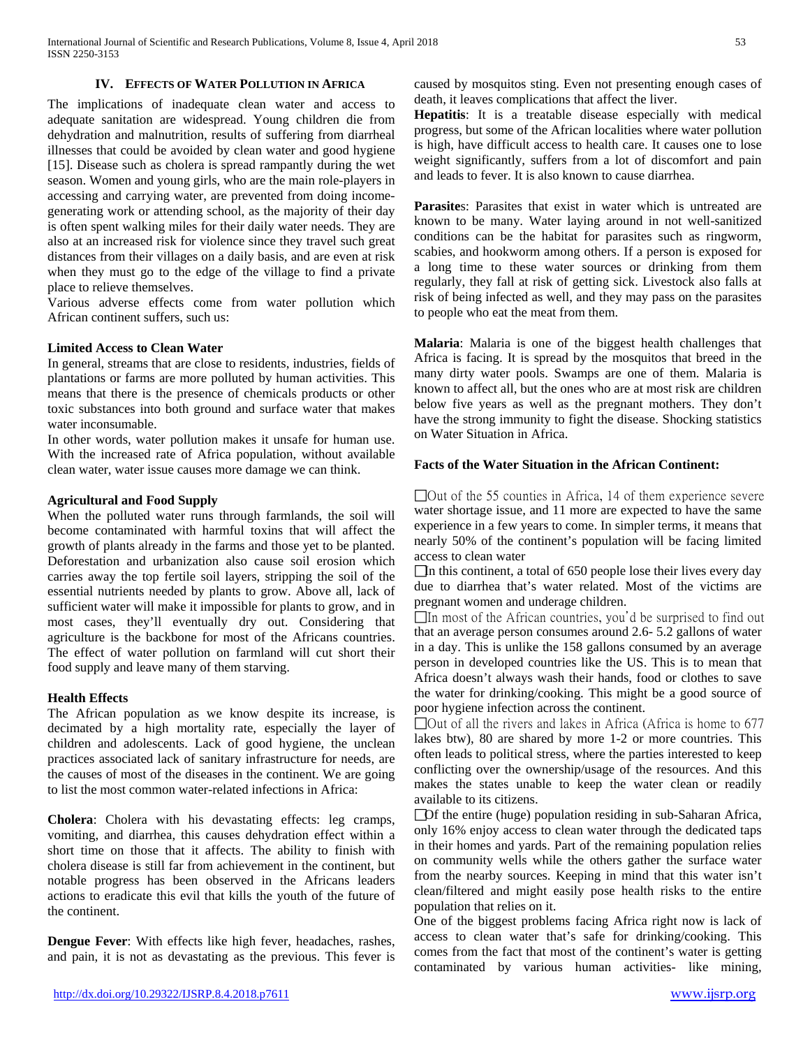## IV. Effects of Water Pollution in Africa

The implications of inadequate clean water and access to adequate sanitation are widespread. Young children die from dehydration and malnutrition, results of suffering from diarrheal illnesses that could be avoided by clean water and good hygiene [15]. Disease such as cholera is spread rampantly during the wet season. Women and young girls, who are the main role-players in accessing and carrying water, are prevented from doing income-generating work or attending school, as the majority of their day is often spent walking miles for their daily water needs. They are also at an increased risk for violence since they travel such great distances from their villages on a daily basis, and are even at risk when they must go to the edge of the village to find a private place to relieve themselves.

Various adverse effects come from water pollution which African continent suffers, such us:

**Limited Access to Clean Water**

In general, streams that are close to residents, industries, fields of plantations or farms are more polluted by human activities. This means that there is the presence of chemicals products or other toxic substances into both ground and surface water that makes water inconsumable.

In other words, water pollution makes it unsafe for human use. With the increased rate of Africa population, without available clean water, water issue causes more damage we can think.

**Agricultural and Food Supply**

When the polluted water runs through farmlands, the soil will become contaminated with harmful toxins that will affect the growth of plants already in the farms and those yet to be planted. Deforestation and urbanization also cause soil erosion which carries away the top fertile soil layers, stripping the soil of the essential nutrients needed by plants to grow. Above all, lack of sufficient water will make it impossible for plants to grow, and in most cases, they'll eventually dry out. Considering that agriculture is the backbone for most of the Africans countries. The effect of water pollution on farmland will cut short their food supply and leave many of them starving.

**Health Effects**

The African population as we know despite its increase, is decimated by a high mortality rate, especially the layer of children and adolescents. Lack of good hygiene, the unclean practices associated lack of sanitary infrastructure for needs, are the causes of most of the diseases in the continent. We are going to list the most common water-related infections in Africa:

**Cholera**: Cholera with his devastating effects: leg cramps, vomiting, and diarrhea, this causes dehydration effect within a short time on those that it affects. The ability to finish with cholera disease is still far from achievement in the continent, but notable progress has been observed in the Africans leaders actions to eradicate this evil that kills the youth of the future of the continent.

**Dengue Fever**: With effects like high fever, headaches, rashes, and pain, it is not as devastating as the previous. This fever is caused by mosquitos sting. Even not presenting enough cases of death, it leaves complications that affect the liver.

**Hepatitis**: It is a treatable disease especially with medical progress, but some of the African localities where water pollution is high, have difficult access to health care. It causes one to lose weight significantly, suffers from a lot of discomfort and pain and leads to fever. It is also known to cause diarrhea.

**Parasites**: Parasites that exist in water which is untreated are known to be many. Water laying around in not well-sanitized conditions can be the habitat for parasites such as ringworm, scabies, and hookworm among others. If a person is exposed for a long time to these water sources or drinking from them regularly, they fall at risk of getting sick. Livestock also falls at risk of being infected as well, and they may pass on the parasites to people who eat the meat from them.

**Malaria**: Malaria is one of the biggest health challenges that Africa is facing. It is spread by the mosquitos that breed in the many dirty water pools. Swamps are one of them. Malaria is known to affect all, but the ones who are at most risk are children below five years as well as the pregnant mothers. They don't have the strong immunity to fight the disease. Shocking statistics on Water Situation in Africa.

**Facts of the Water Situation in the African Continent:**

- Out of the 55 counties in Africa, 14 of them experience severe water shortage issue, and 11 more are expected to have the same experience in a few years to come. In simpler terms, it means that nearly 50% of the continent's population will be facing limited access to clean water
- In this continent, a total of 650 people lose their lives every day due to diarrhea that's water related. Most of the victims are pregnant women and underage children.
- In most of the African countries, you'd be surprised to find out that an average person consumes around 2.6- 5.2 gallons of water in a day. This is unlike the 158 gallons consumed by an average person in developed countries like the US. This is to mean that Africa doesn't always wash their hands, food or clothes to save the water for drinking/cooking. This might be a good source of poor hygiene infection across the continent.
- Out of all the rivers and lakes in Africa (Africa is home to 677 lakes btw), 80 are shared by more 1-2 or more countries. This often leads to political stress, where the parties interested to keep conflicting over the ownership/usage of the resources. And this makes the states unable to keep the water clean or readily available to its citizens.
- Of the entire (huge) population residing in sub-Saharan Africa, only 16% enjoy access to clean water through the dedicated taps in their homes and yards. Part of the remaining population relies on community wells while the others gather the surface water from the nearby sources. Keeping in mind that this water isn't clean/filtered and might easily pose health risks to the entire population that relies on it.

One of the biggest problems facing Africa right now is lack of access to clean water that's safe for drinking/cooking. This comes from the fact that most of the continent's water is getting contaminated by various human activities- like mining,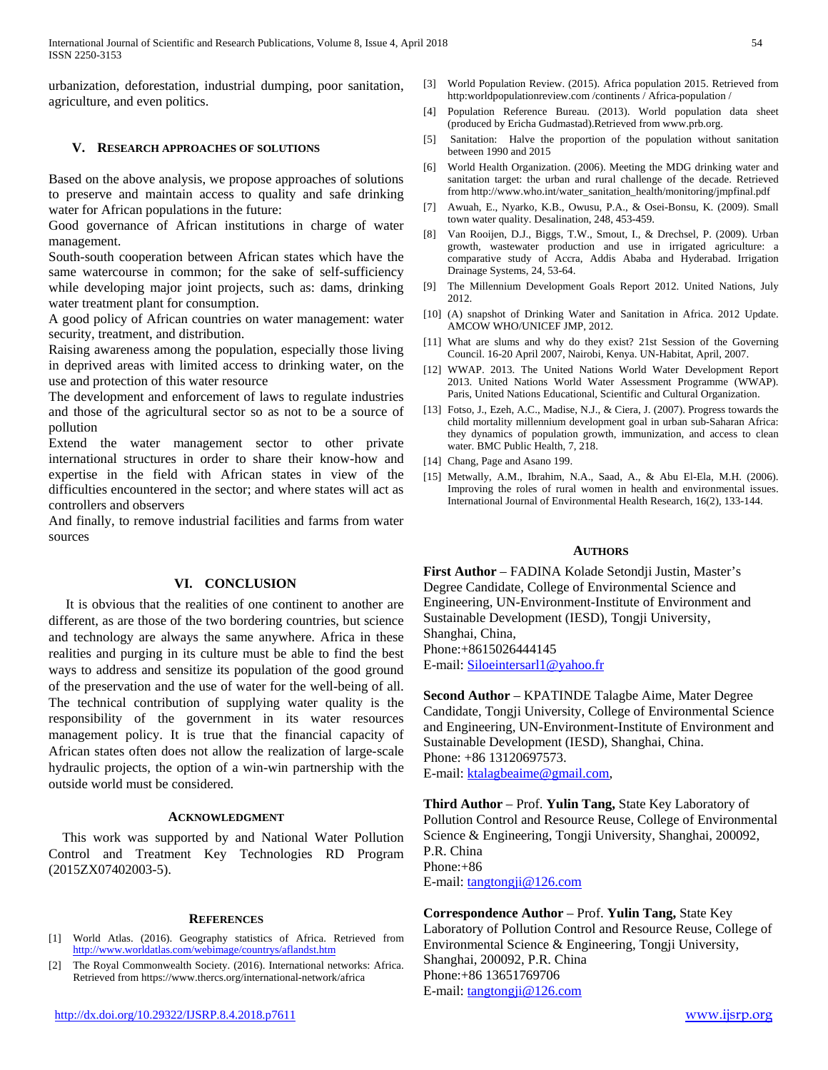urbanization, deforestation, industrial dumping, poor sanitation, agriculture, and even politics.

## V. Research approaches of solutions

Based on the above analysis, we propose approaches of solutions to preserve and maintain access to quality and safe drinking water for African populations in the future:

Good governance of African institutions in charge of water management.

South-south cooperation between African states which have the same watercourse in common; for the sake of self-sufficiency while developing major joint projects, such as: dams, drinking water treatment plant for consumption.

A good policy of African countries on water management: water security, treatment, and distribution.

Raising awareness among the population, especially those living in deprived areas with limited access to drinking water, on the use and protection of this water resource

The development and enforcement of laws to regulate industries and those of the agricultural sector so as not to be a source of pollution

Extend the water management sector to other private international structures in order to share their know-how and expertise in the field with African states in view of the difficulties encountered in the sector; and where states will act as controllers and observers

And finally, to remove industrial facilities and farms from water sources

## VI. Conclusion

It is obvious that the realities of one continent to another are different, as are those of the two bordering countries, but science and technology are always the same anywhere. Africa in these realities and purging in its culture must be able to find the best ways to address and sensitize its population of the good ground of the preservation and the use of water for the well-being of all. The technical contribution of supplying water quality is the responsibility of the government in its water resources management policy. It is true that the financial capacity of African states often does not allow the realization of large-scale hydraulic projects, the option of a win-win partnership with the outside world must be considered.

## Acknowledgment

This work was supported by and National Water Pollution Control and Treatment Key Technologies RD Program (2015ZX07402003-5).

## References

[1] World Atlas. (2016). Geography statistics of Africa. Retrieved from http://www.worldatlas.com/webimage/countrys/aflandst.htm

[2] The Royal Commonwealth Society. (2016). International networks: Africa. Retrieved from https://www.thercs.org/international-network/africa

[3] World Population Review. (2015). Africa population 2015. Retrieved from http:worldpopulationreview.com /continents / Africa-population /

[4] Population Reference Bureau. (2013). World population data sheet (produced by Ericha Gudmastad).Retrieved from www.prb.org.

[5] Sanitation: Halve the proportion of the population without sanitation between 1990 and 2015

[6] World Health Organization. (2006). Meeting the MDG drinking water and sanitation target: the urban and rural challenge of the decade. Retrieved from http://www.who.int/water_sanitation_health/monitoring/jmpfinal.pdf

[7] Awuah, E., Nyarko, K.B., Owusu, P.A., & Osei-Bonsu, K. (2009). Small town water quality. Desalination, 248, 453-459.

[8] Van Rooijen, D.J., Biggs, T.W., Smout, I., & Drechsel, P. (2009). Urban growth, wastewater production and use in irrigated agriculture: a comparative study of Accra, Addis Ababa and Hyderabad. Irrigation Drainage Systems, 24, 53-64.

[9] The Millennium Development Goals Report 2012. United Nations, July 2012.

[10] (A) snapshot of Drinking Water and Sanitation in Africa. 2012 Update. AMCOW WHO/UNICEF JMP, 2012.

[11] What are slums and why do they exist? 21st Session of the Governing Council. 16-20 April 2007, Nairobi, Kenya. UN-Habitat, April, 2007.

[12] WWAP. 2013. The United Nations World Water Development Report 2013. United Nations World Water Assessment Programme (WWAP). Paris, United Nations Educational, Scientific and Cultural Organization.

[13] Fotso, J., Ezeh, A.C., Madise, N.J., & Ciera, J. (2007). Progress towards the child mortality millennium development goal in urban sub-Saharan Africa: they dynamics of population growth, immunization, and access to clean water. BMC Public Health, 7, 218.

[14] Chang, Page and Asano 199.

[15] Metwally, A.M., Ibrahim, N.A., Saad, A., & Abu El-Ela, M.H. (2006). Improving the roles of rural women in health and environmental issues. International Journal of Environmental Health Research, 16(2), 133-144.

## Authors

**First Author** – FADINA Kolade Setondji Justin, Master's Degree Candidate, College of Environmental Science and Engineering, UN-Environment-Institute of Environment and Sustainable Development (IESD), Tongji University, Shanghai, China,
Phone:+8615026444145
E-mail: Siloeintersarl1@yahoo.fr

**Second Author** – KPATINDE Talagbe Aime, Mater Degree Candidate, Tongji University, College of Environmental Science and Engineering, UN-Environment-Institute of Environment and Sustainable Development (IESD), Shanghai, China.
Phone: +86 13120697573.
E-mail: ktalagbeaime@gmail.com,

**Third Author** – Prof. **Yulin Tang,** State Key Laboratory of Pollution Control and Resource Reuse, College of Environmental Science & Engineering, Tongji University, Shanghai, 200092, P.R. China
Phone:+86
E-mail: tangtongji@126.com

**Correspondence Author** – Prof. **Yulin Tang,** State Key Laboratory of Pollution Control and Resource Reuse, College of Environmental Science & Engineering, Tongji University, Shanghai, 200092, P.R. China
Phone:+86 13651769706
E-mail: tangtongji@126.com